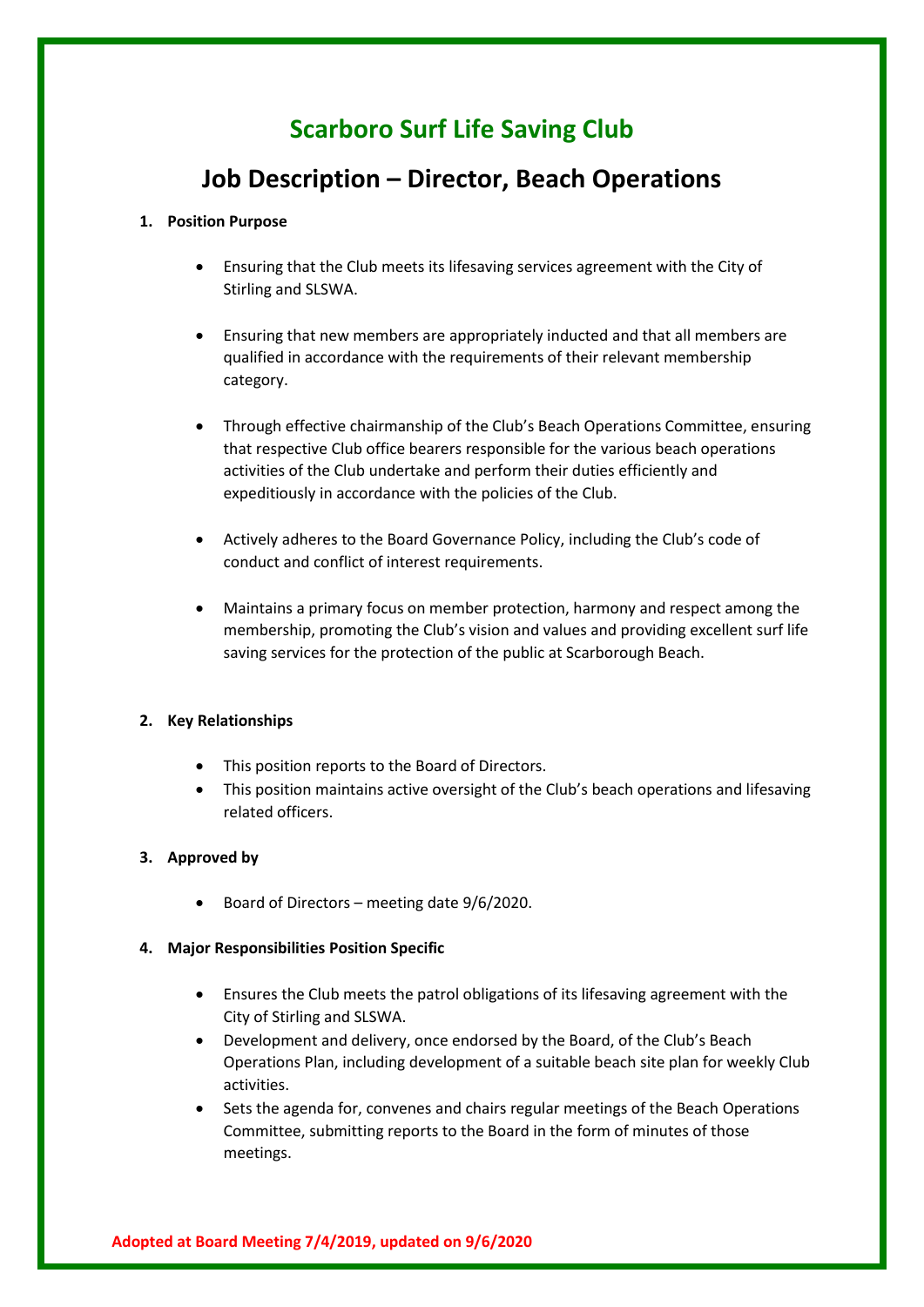# Scarboro Surf Life Saving Club

## Job Description – Director, Beach Operations

1. **Position Purpose**

   - Ensuring that the Club meets its lifesaving services agreement with the City of Stirling and SLSWA.
   - Ensuring that new members are appropriately inducted and that all members are qualified in accordance with the requirements of their relevant membership category.
   - Through effective chairmanship of the Club's Beach Operations Committee, ensuring that respective Club office bearers responsible for the various beach operations activities of the Club undertake and perform their duties efficiently and expeditiously in accordance with the policies of the Club.
   - Actively adheres to the Board Governance Policy, including the Club's code of conduct and conflict of interest requirements.
   - Maintains a primary focus on member protection, harmony and respect among the membership, promoting the Club's vision and values and providing excellent surf life saving services for the protection of the public at Scarborough Beach.

2. **Key Relationships**

   - This position reports to the Board of Directors.
   - This position maintains active oversight of the Club's beach operations and lifesaving related officers.

3. **Approved by**

   - Board of Directors – meeting date 9/6/2020.

4. **Major Responsibilities Position Specific**

   - Ensures the Club meets the patrol obligations of its lifesaving agreement with the City of Stirling and SLSWA.
   - Development and delivery, once endorsed by the Board, of the Club's Beach Operations Plan, including development of a suitable beach site plan for weekly Club activities.
   - Sets the agenda for, convenes and chairs regular meetings of the Beach Operations Committee, submitting reports to the Board in the form of minutes of those meetings.

**Adopted at Board Meeting 7/4/2019, updated on 9/6/2020**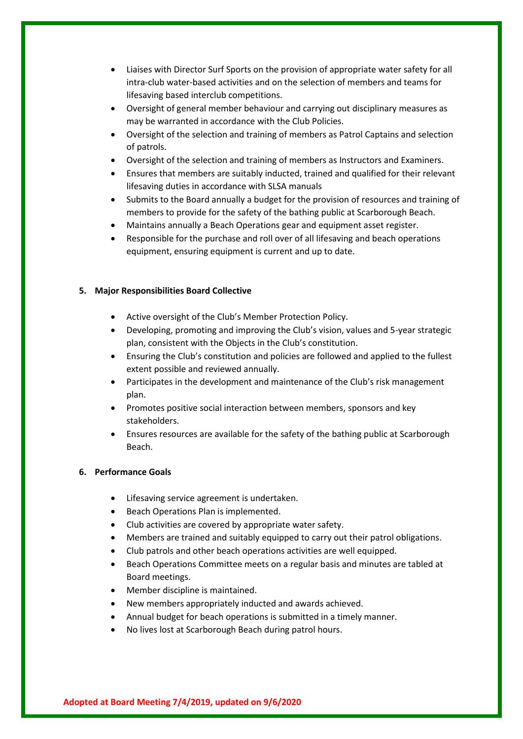- Liaises with Director Surf Sports on the provision of appropriate water safety for all intra-club water-based activities and on the selection of members and teams for lifesaving based interclub competitions.
- Oversight of general member behaviour and carrying out disciplinary measures as may be warranted in accordance with the Club Policies.
- Oversight of the selection and training of members as Patrol Captains and selection of patrols.
- Oversight of the selection and training of members as Instructors and Examiners.
- Ensures that members are suitably inducted, trained and qualified for their relevant lifesaving duties in accordance with SLSA manuals
- Submits to the Board annually a budget for the provision of resources and training of members to provide for the safety of the bathing public at Scarborough Beach.
- Maintains annually a Beach Operations gear and equipment asset register.
- Responsible for the purchase and roll over of all lifesaving and beach operations equipment, ensuring equipment is current and up to date.

**5. Major Responsibilities Board Collective**

- Active oversight of the Club's Member Protection Policy.
- Developing, promoting and improving the Club's vision, values and 5-year strategic plan, consistent with the Objects in the Club's constitution.
- Ensuring the Club's constitution and policies are followed and applied to the fullest extent possible and reviewed annually.
- Participates in the development and maintenance of the Club's risk management plan.
- Promotes positive social interaction between members, sponsors and key stakeholders.
- Ensures resources are available for the safety of the bathing public at Scarborough Beach.

**6. Performance Goals**

- Lifesaving service agreement is undertaken.
- Beach Operations Plan is implemented.
- Club activities are covered by appropriate water safety.
- Members are trained and suitably equipped to carry out their patrol obligations.
- Club patrols and other beach operations activities are well equipped.
- Beach Operations Committee meets on a regular basis and minutes are tabled at Board meetings.
- Member discipline is maintained.
- New members appropriately inducted and awards achieved.
- Annual budget for beach operations is submitted in a timely manner.
- No lives lost at Scarborough Beach during patrol hours.

**Adopted at Board Meeting 7/4/2019, updated on 9/6/2020**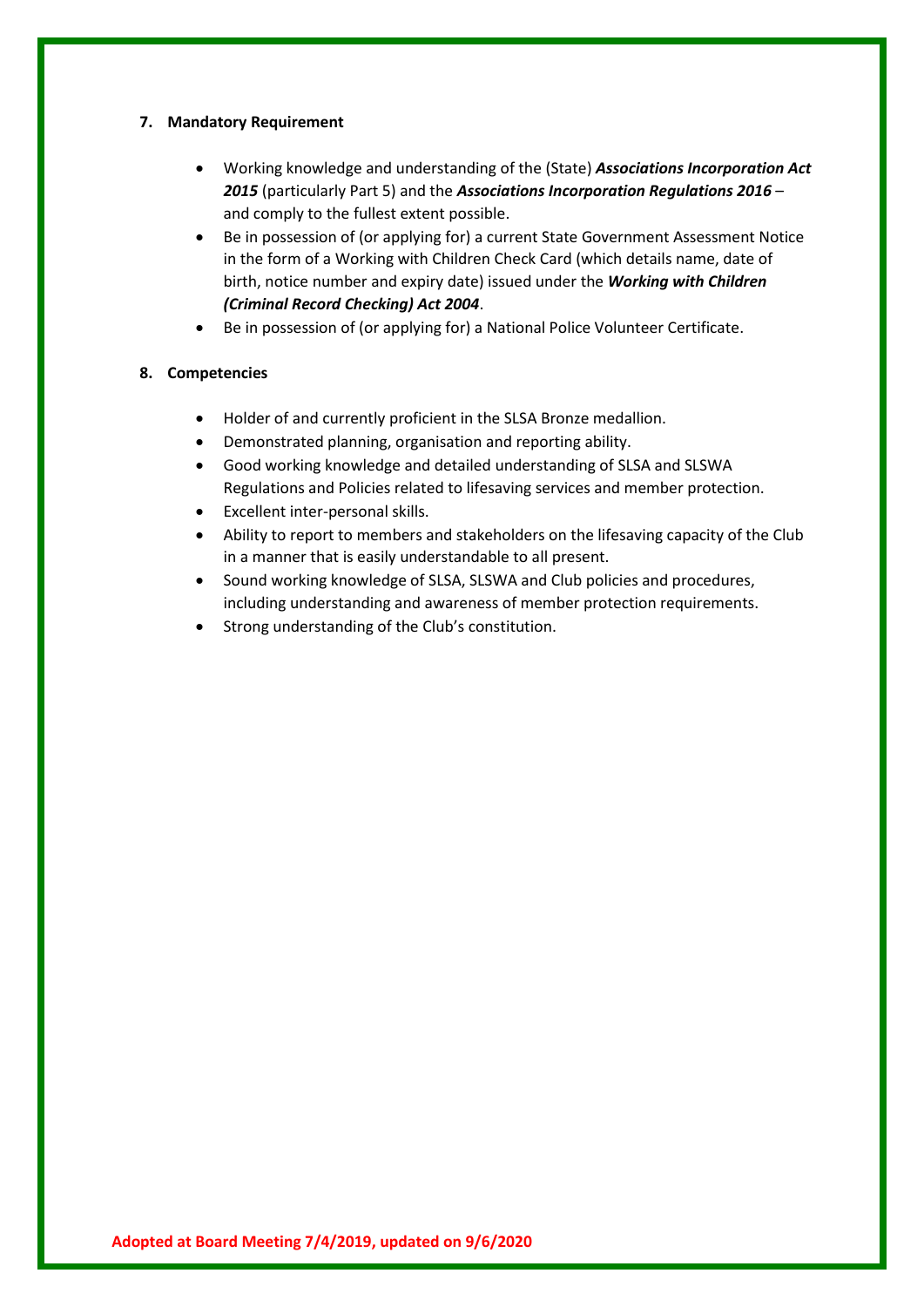## 7. Mandatory Requirement

- Working knowledge and understanding of the (State) ***Associations Incorporation Act 2015*** (particularly Part 5) and the ***Associations Incorporation Regulations 2016*** – and comply to the fullest extent possible.
- Be in possession of (or applying for) a current State Government Assessment Notice in the form of a Working with Children Check Card (which details name, date of birth, notice number and expiry date) issued under the ***Working with Children (Criminal Record Checking) Act 2004***.
- Be in possession of (or applying for) a National Police Volunteer Certificate.

## 8. Competencies

- Holder of and currently proficient in the SLSA Bronze medallion.
- Demonstrated planning, organisation and reporting ability.
- Good working knowledge and detailed understanding of SLSA and SLSWA Regulations and Policies related to lifesaving services and member protection.
- Excellent inter-personal skills.
- Ability to report to members and stakeholders on the lifesaving capacity of the Club in a manner that is easily understandable to all present.
- Sound working knowledge of SLSA, SLSWA and Club policies and procedures, including understanding and awareness of member protection requirements.
- Strong understanding of the Club's constitution.

**Adopted at Board Meeting 7/4/2019, updated on 9/6/2020**